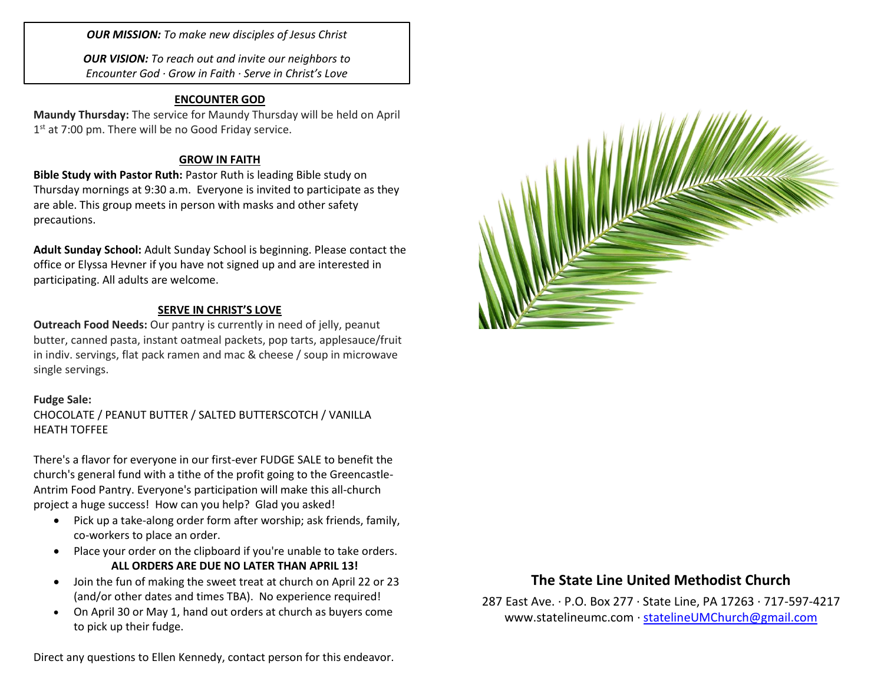***OUR MISSION:*** *To make new disciples of Jesus Christ*

***OUR VISION:*** *To reach out and invite our neighbors to Encounter God · Grow in Faith · Serve in Christ's Love*

## ENCOUNTER GOD

**Maundy Thursday:** The service for Maundy Thursday will be held on April 1st at 7:00 pm. There will be no Good Friday service.

## GROW IN FAITH

**Bible Study with Pastor Ruth:** Pastor Ruth is leading Bible study on Thursday mornings at 9:30 a.m. Everyone is invited to participate as they are able. This group meets in person with masks and other safety precautions.

**Adult Sunday School:** Adult Sunday School is beginning. Please contact the office or Elyssa Hevner if you have not signed up and are interested in participating. All adults are welcome.

## SERVE IN CHRIST'S LOVE

**Outreach Food Needs:** Our pantry is currently in need of jelly, peanut butter, canned pasta, instant oatmeal packets, pop tarts, applesauce/fruit in indiv. servings, flat pack ramen and mac & cheese / soup in microwave single servings.

**Fudge Sale:**
CHOCOLATE / PEANUT BUTTER / SALTED BUTTERSCOTCH / VANILLA HEATH TOFFEE

There's a flavor for everyone in our first-ever FUDGE SALE to benefit the church's general fund with a tithe of the profit going to the Greencastle-Antrim Food Pantry. Everyone's participation will make this all-church project a huge success! How can you help? Glad you asked!

- Pick up a take-along order form after worship; ask friends, family, co-workers to place an order.
- Place your order on the clipboard if you're unable to take orders. **ALL ORDERS ARE DUE NO LATER THAN APRIL 13!**
- Join the fun of making the sweet treat at church on April 22 or 23 (and/or other dates and times TBA). No experience required!
- On April 30 or May 1, hand out orders at church as buyers come to pick up their fudge.

Direct any questions to Ellen Kennedy, contact person for this endeavor.

## The State Line United Methodist Church

287 East Ave. · P.O. Box 277 · State Line, PA 17263 · 717-597-4217
www.statelineumc.com · statelineUMChurch@gmail.com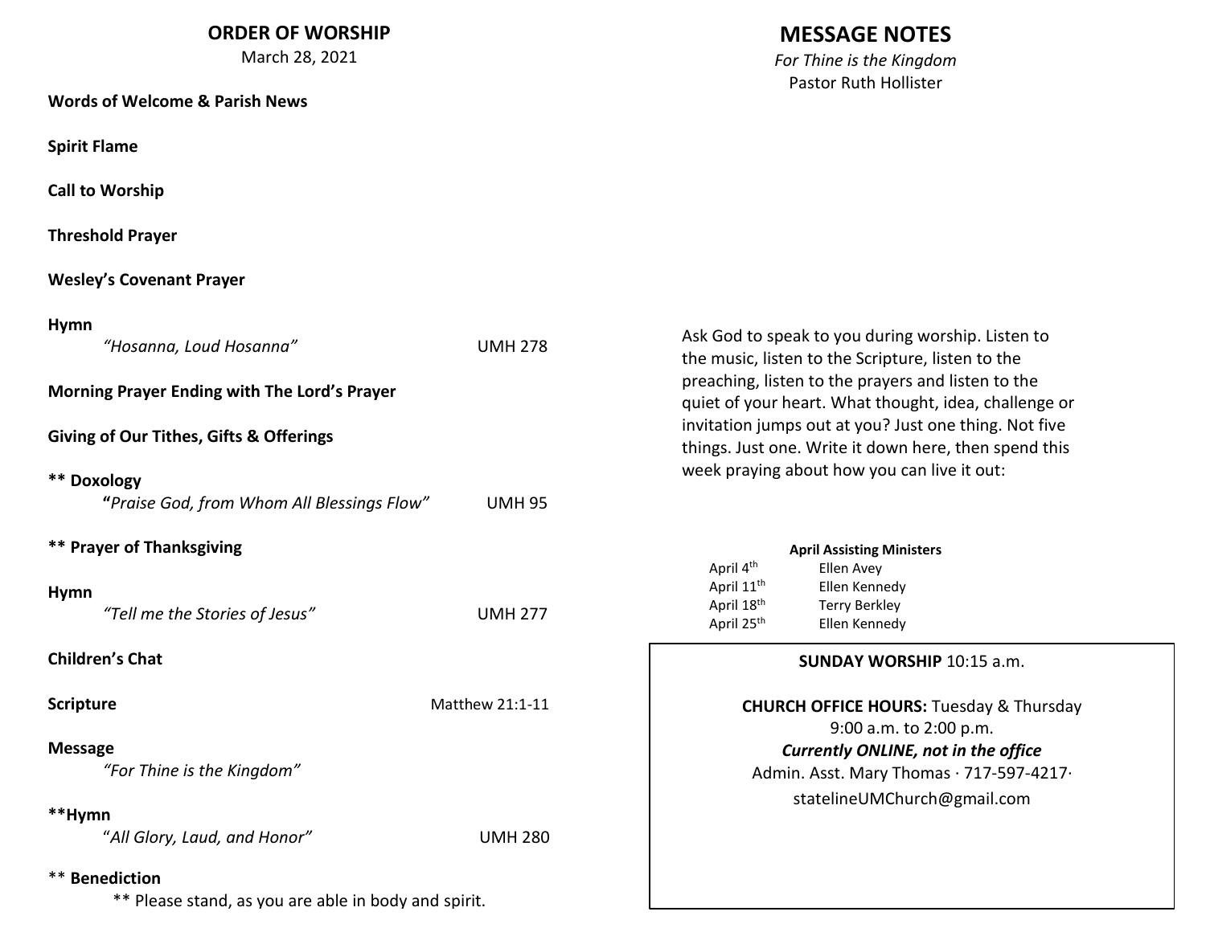## ORDER OF WORSHIP

March 28, 2021

**Words of Welcome & Parish News**

**Spirit Flame**

**Call to Worship**

**Threshold Prayer**

**Wesley's Covenant Prayer**

**Hymn**
*"Hosanna, Loud Hosanna"* UMH 278

**Morning Prayer Ending with The Lord's Prayer**

**Giving of Our Tithes, Gifts & Offerings**

**\*\* Doxology**
**"***Praise God, from Whom All Blessings Flow"* UMH 95

**\*\* Prayer of Thanksgiving**

**Hymn**
*"Tell me the Stories of Jesus"* UMH 277

**Children's Chat**

**Scripture** Matthew 21:1-11

**Message**
*"For Thine is the Kingdom"*

**\*\*Hymn**
"*All Glory, Laud, and Honor"* UMH 280

\*\* **Benediction**

\*\* Please stand, as you are able in body and spirit.

## MESSAGE NOTES

*For Thine is the Kingdom*
Pastor Ruth Hollister

Ask God to speak to you during worship. Listen to the music, listen to the Scripture, listen to the preaching, listen to the prayers and listen to the quiet of your heart. What thought, idea, challenge or invitation jumps out at you? Just one thing. Not five things. Just one. Write it down here, then spend this week praying about how you can live it out:

**April Assisting Ministers**

| | |
|---|---|
| April 4th | Ellen Avey |
| April 11th | Ellen Kennedy |
| April 18th | Terry Berkley |
| April 25th | Ellen Kennedy |

**SUNDAY WORSHIP** 10:15 a.m.

**CHURCH OFFICE HOURS:** Tuesday & Thursday
9:00 a.m. to 2:00 p.m.
***Currently ONLINE, not in the office***
Admin. Asst. Mary Thomas · 717-597-4217·
statelineUMChurch@gmail.com